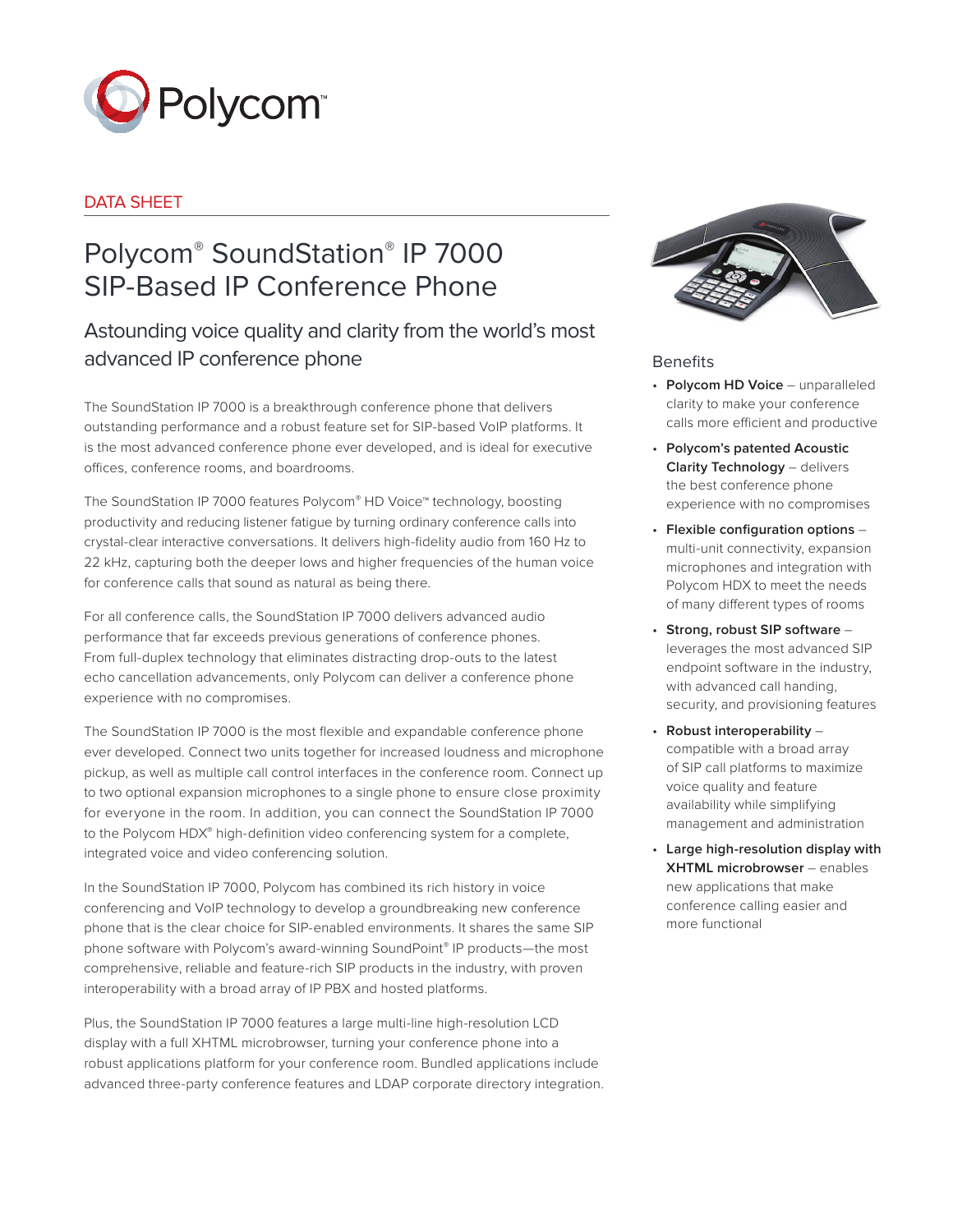Polycom™

DATA SHEET

# Polycom® SoundStation® IP 7000 SIP-Based IP Conference Phone

## Astounding voice quality and clarity from the world's most advanced IP conference phone

The SoundStation IP 7000 is a breakthrough conference phone that delivers outstanding performance and a robust feature set for SIP-based VoIP platforms. It is the most advanced conference phone ever developed, and is ideal for executive offices, conference rooms, and boardrooms.

The SoundStation IP 7000 features Polycom® HD Voice™ technology, boosting productivity and reducing listener fatigue by turning ordinary conference calls into crystal-clear interactive conversations. It delivers high-fidelity audio from 160 Hz to 22 kHz, capturing both the deeper lows and higher frequencies of the human voice for conference calls that sound as natural as being there.

For all conference calls, the SoundStation IP 7000 delivers advanced audio performance that far exceeds previous generations of conference phones. From full-duplex technology that eliminates distracting drop-outs to the latest echo cancellation advancements, only Polycom can deliver a conference phone experience with no compromises.

The SoundStation IP 7000 is the most flexible and expandable conference phone ever developed. Connect two units together for increased loudness and microphone pickup, as well as multiple call control interfaces in the conference room. Connect up to two optional expansion microphones to a single phone to ensure close proximity for everyone in the room. In addition, you can connect the SoundStation IP 7000 to the Polycom HDX® high-definition video conferencing system for a complete, integrated voice and video conferencing solution.

In the SoundStation IP 7000, Polycom has combined its rich history in voice conferencing and VoIP technology to develop a groundbreaking new conference phone that is the clear choice for SIP-enabled environments. It shares the same SIP phone software with Polycom's award-winning SoundPoint® IP products—the most comprehensive, reliable and feature-rich SIP products in the industry, with proven interoperability with a broad array of IP PBX and hosted platforms.

Plus, the SoundStation IP 7000 features a large multi-line high-resolution LCD display with a full XHTML microbrowser, turning your conference phone into a robust applications platform for your conference room. Bundled applications include advanced three-party conference features and LDAP corporate directory integration.

### Benefits

- **Polycom HD Voice** – unparalleled clarity to make your conference calls more efficient and productive
- **Polycom's patented Acoustic Clarity Technology** – delivers the best conference phone experience with no compromises
- **Flexible configuration options** – multi-unit connectivity, expansion microphones and integration with Polycom HDX to meet the needs of many different types of rooms
- **Strong, robust SIP software** – leverages the most advanced SIP endpoint software in the industry, with advanced call handing, security, and provisioning features
- **Robust interoperability** – compatible with a broad array of SIP call platforms to maximize voice quality and feature availability while simplifying management and administration
- **Large high-resolution display with XHTML microbrowser** – enables new applications that make conference calling easier and more functional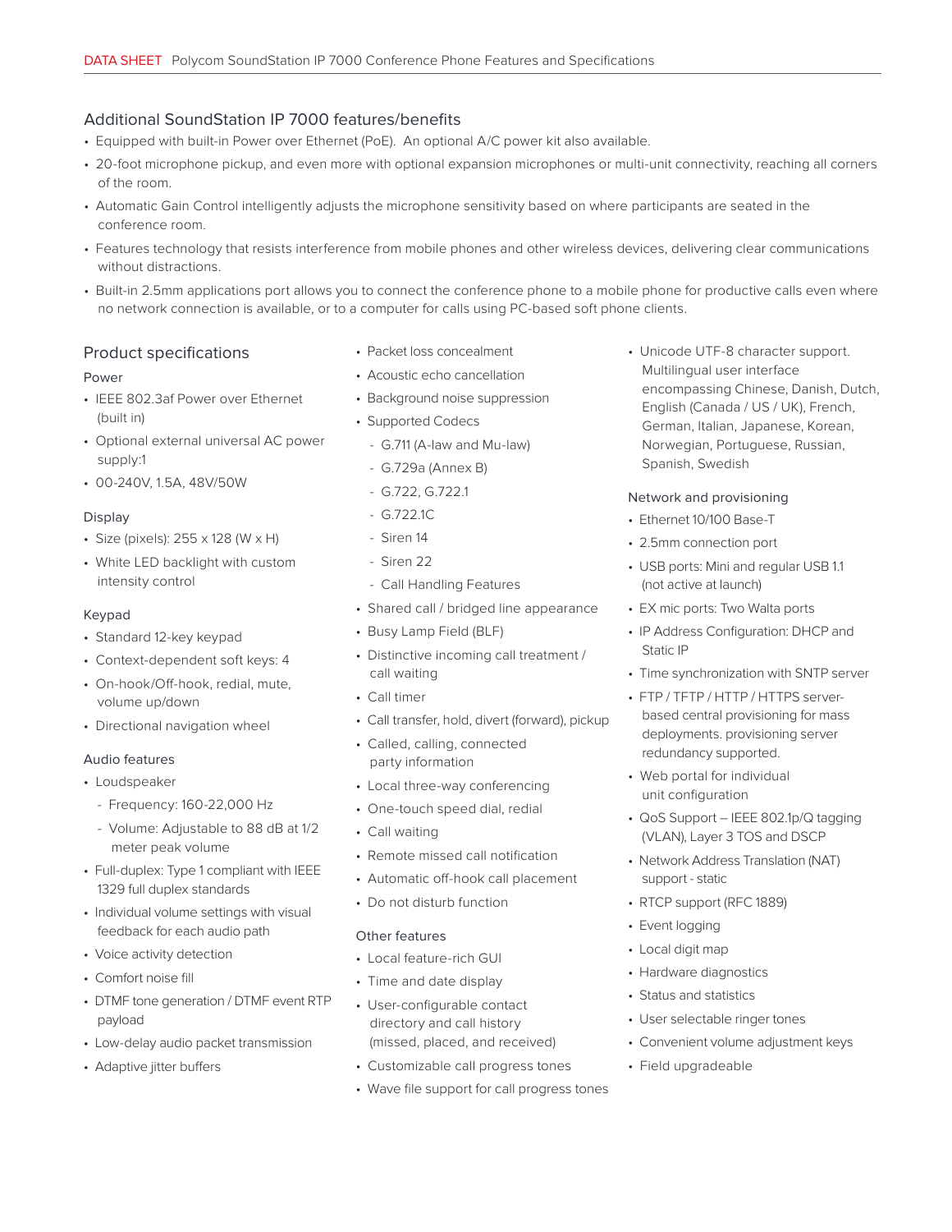## Additional SoundStation IP 7000 features/benefits

- Equipped with built-in Power over Ethernet (PoE). An optional A/C power kit also available.
- 20-foot microphone pickup, and even more with optional expansion microphones or multi-unit connectivity, reaching all corners of the room.
- Automatic Gain Control intelligently adjusts the microphone sensitivity based on where participants are seated in the conference room.
- Features technology that resists interference from mobile phones and other wireless devices, delivering clear communications without distractions.
- Built-in 2.5mm applications port allows you to connect the conference phone to a mobile phone for productive calls even where no network connection is available, or to a computer for calls using PC-based soft phone clients.

## Product specifications

### Power

- IEEE 802.3af Power over Ethernet (built in)
- Optional external universal AC power supply:1
- 00-240V, 1.5A, 48V/50W

### Display

- Size (pixels): 255 x 128 (W x H)
- White LED backlight with custom intensity control

### Keypad

- Standard 12-key keypad
- Context-dependent soft keys: 4
- On-hook/Off-hook, redial, mute, volume up/down
- Directional navigation wheel

### Audio features

- Loudspeaker
  - Frequency: 160-22,000 Hz
  - Volume: Adjustable to 88 dB at 1/2 meter peak volume
- Full-duplex: Type 1 compliant with IEEE 1329 full duplex standards
- Individual volume settings with visual feedback for each audio path
- Voice activity detection
- Comfort noise fill
- DTMF tone generation / DTMF event RTP payload
- Low-delay audio packet transmission
- Adaptive jitter buffers
- Packet loss concealment
- Acoustic echo cancellation
- Background noise suppression
- Supported Codecs
  - G.711 (A-law and Mu-law)
  - G.729a (Annex B)
  - G.722, G.722.1
  - G.722.1C
  - Siren 14
  - Siren 22
  - Call Handling Features
- Shared call / bridged line appearance
- Busy Lamp Field (BLF)
- Distinctive incoming call treatment / call waiting
- Call timer
- Call transfer, hold, divert (forward), pickup
- Called, calling, connected party information
- Local three-way conferencing
- One-touch speed dial, redial
- Call waiting
- Remote missed call notification
- Automatic off-hook call placement
- Do not disturb function

### Other features

- Local feature-rich GUI
- Time and date display
- User-configurable contact directory and call history (missed, placed, and received)
- Customizable call progress tones
- Wave file support for call progress tones
- Unicode UTF-8 character support. Multilingual user interface encompassing Chinese, Danish, Dutch, English (Canada / US / UK), French, German, Italian, Japanese, Korean, Norwegian, Portuguese, Russian, Spanish, Swedish

### Network and provisioning

- Ethernet 10/100 Base-T
- 2.5mm connection port
- USB ports: Mini and regular USB 1.1 (not active at launch)
- EX mic ports: Two Walta ports
- IP Address Configuration: DHCP and Static IP
- Time synchronization with SNTP server
- FTP / TFTP / HTTP / HTTPS server-based central provisioning for mass deployments. provisioning server redundancy supported.
- Web portal for individual unit configuration
- QoS Support – IEEE 802.1p/Q tagging (VLAN), Layer 3 TOS and DSCP
- Network Address Translation (NAT) support - static
- RTCP support (RFC 1889)
- Event logging
- Local digit map
- Hardware diagnostics
- Status and statistics
- User selectable ringer tones
- Convenient volume adjustment keys
- Field upgradeable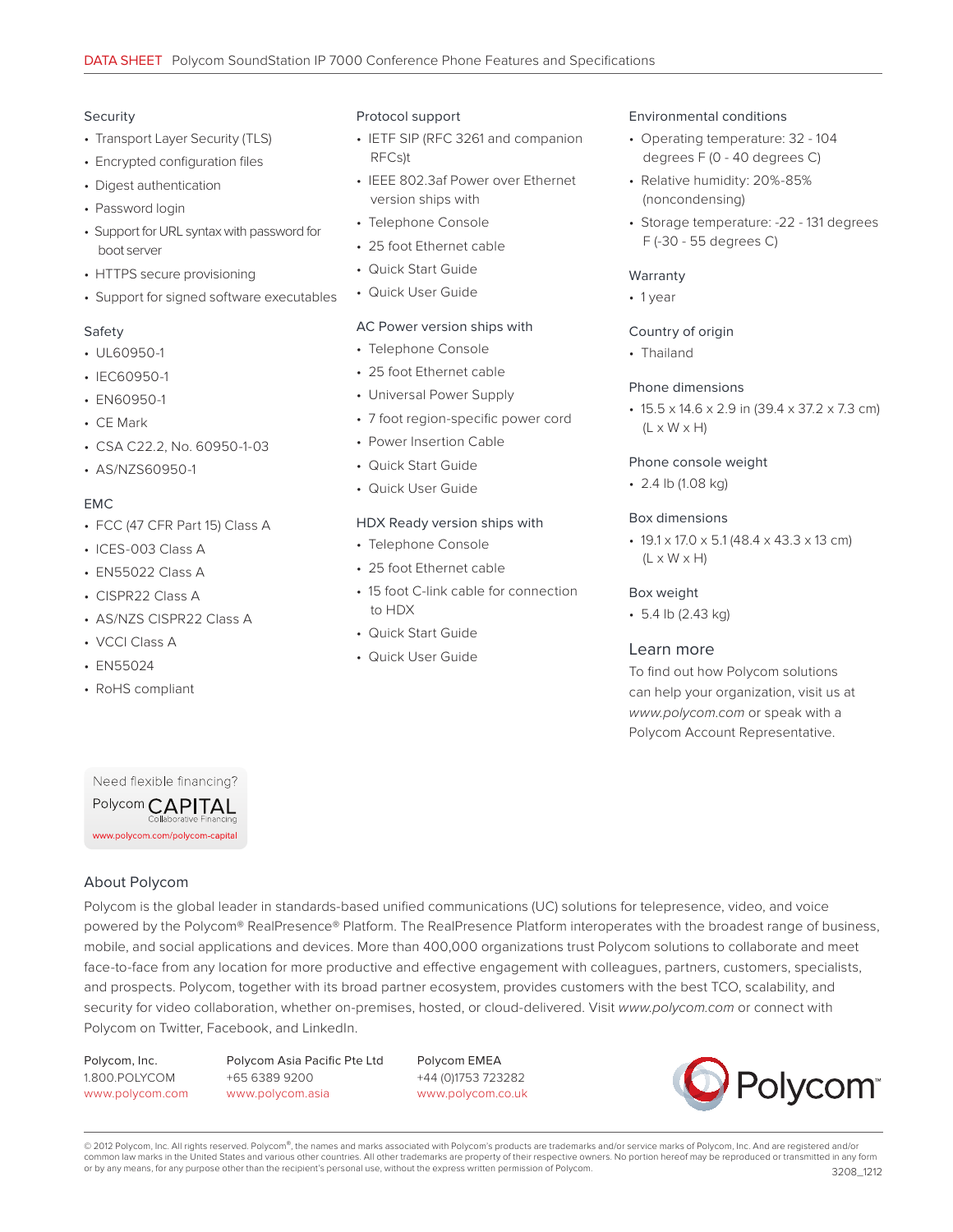### Security

- Transport Layer Security (TLS)
- Encrypted configuration files
- Digest authentication
- Password login
- Support for URL syntax with password for boot server
- HTTPS secure provisioning
- Support for signed software executables

### Safety

- UL60950-1
- IEC60950-1
- EN60950-1
- CE Mark
- CSA C22.2, No. 60950-1-03
- AS/NZS60950-1

### EMC

- FCC (47 CFR Part 15) Class A
- ICES-003 Class A
- EN55022 Class A
- CISPR22 Class A
- AS/NZS CISPR22 Class A
- VCCI Class A
- EN55024
- RoHS compliant

### Protocol support

- IETF SIP (RFC 3261 and companion RFCs)t
- IEEE 802.3af Power over Ethernet version ships with
- Telephone Console
- 25 foot Ethernet cable
- Quick Start Guide
- Quick User Guide

### AC Power version ships with

- Telephone Console
- 25 foot Ethernet cable
- Universal Power Supply
- 7 foot region-specific power cord
- Power Insertion Cable
- Quick Start Guide
- Quick User Guide

### HDX Ready version ships with

- Telephone Console
- 25 foot Ethernet cable
- 15 foot C-link cable for connection to HDX
- Quick Start Guide
- Quick User Guide

### Environmental conditions

- Operating temperature: 32 - 104 degrees F (0 - 40 degrees C)
- Relative humidity: 20%-85% (noncondensing)
- Storage temperature: -22 - 131 degrees F (-30 - 55 degrees C)

### Warranty

- 1 year

### Country of origin

- Thailand

### Phone dimensions

- 15.5 x 14.6 x 2.9 in (39.4 x 37.2 x 7.3 cm) (L x W x H)

### Phone console weight

- 2.4 lb (1.08 kg)

### Box dimensions

- 19.1 x 17.0 x 5.1 (48.4 x 43.3 x 13 cm) (L x W x H)

### Box weight

- 5.4 lb (2.43 kg)

## Learn more

To find out how Polycom solutions can help your organization, visit us at *www.polycom.com* or speak with a Polycom Account Representative.

Need flexible financing?
Polycom CAPITAL
Collaborative Financing
www.polycom.com/polycom-capital

### About Polycom

Polycom is the global leader in standards-based unified communications (UC) solutions for telepresence, video, and voice powered by the Polycom® RealPresence® Platform. The RealPresence Platform interoperates with the broadest range of business, mobile, and social applications and devices. More than 400,000 organizations trust Polycom solutions to collaborate and meet face-to-face from any location for more productive and effective engagement with colleagues, partners, customers, specialists, and prospects. Polycom, together with its broad partner ecosystem, provides customers with the best TCO, scalability, and security for video collaboration, whether on-premises, hosted, or cloud-delivered. Visit *www.polycom.com* or connect with Polycom on Twitter, Facebook, and LinkedIn.

Polycom, Inc.
1.800.POLYCOM
www.polycom.com

Polycom Asia Pacific Pte Ltd
+65 6389 9200
www.polycom.asia

Polycom EMEA
+44 (0)1753 723282
www.polycom.co.uk

Polycom™

© 2012 Polycom, Inc. All rights reserved. Polycom®, the names and marks associated with Polycom's products are trademarks and/or service marks of Polycom, Inc. And are registered and/or common law marks in the United States and various other countries. All other trademarks are property of their respective owners. No portion hereof may be reproduced or transmitted in any form or by any means, for any purpose other than the recipient's personal use, without the express written permission of Polycom.

3208_1212